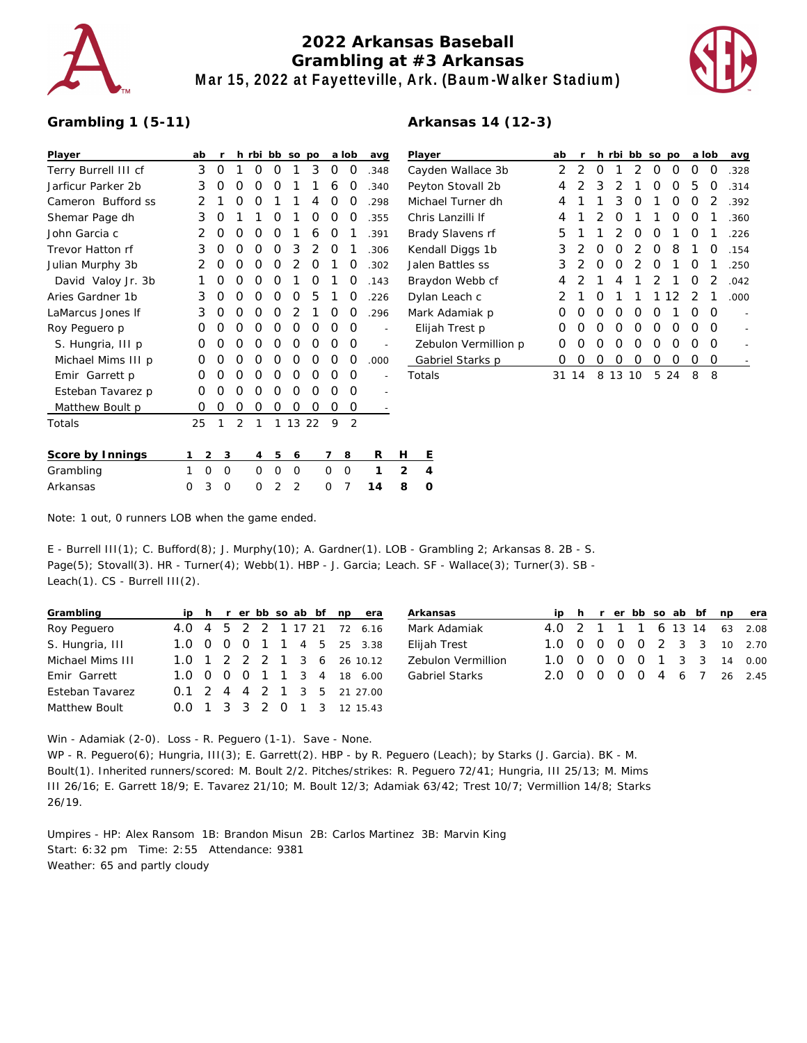# 2022 Arkansas Baseball

## Grambling at #3 Arkansas

### Mar 15, 2022 at Fayetteville, Ark. (Baum-Walker Stadium)

## Grambling 1 (5-11)

| Player | ab | r | h | rbi | bb | so | po | a | lob | avg |
|---|---|---|---|---|---|---|---|---|---|---|
| Terry Burrell III cf | 3 | 0 | 1 | 0 | 0 | 1 | 3 | 0 | 0 | .348 |
| Jarficur Parker 2b | 3 | 0 | 0 | 0 | 0 | 1 | 1 | 6 | 0 | .340 |
| Cameron Bufford ss | 2 | 1 | 0 | 0 | 1 | 1 | 4 | 0 | 0 | .298 |
| Shemar Page dh | 3 | 0 | 1 | 1 | 0 | 1 | 0 | 0 | 0 | .355 |
| John Garcia c | 2 | 0 | 0 | 0 | 0 | 1 | 6 | 0 | 1 | .391 |
| Trevor Hatton rf | 3 | 0 | 0 | 0 | 0 | 3 | 2 | 0 | 1 | .306 |
| Julian Murphy 3b | 2 | 0 | 0 | 0 | 0 | 2 | 0 | 1 | 0 | .302 |
| David Valoy Jr. 3b | 1 | 0 | 0 | 0 | 0 | 1 | 0 | 1 | 0 | .143 |
| Aries Gardner 1b | 3 | 0 | 0 | 0 | 0 | 0 | 5 | 1 | 0 | .226 |
| LaMarcus Jones lf | 3 | 0 | 0 | 0 | 0 | 2 | 1 | 0 | 0 | .296 |
| Roy Peguero p | 0 | 0 | 0 | 0 | 0 | 0 | 0 | 0 | 0 | - |
| S. Hungria, III p | 0 | 0 | 0 | 0 | 0 | 0 | 0 | 0 | 0 | - |
| Michael Mims III p | 0 | 0 | 0 | 0 | 0 | 0 | 0 | 0 | 0 | .000 |
| Emir Garrett p | 0 | 0 | 0 | 0 | 0 | 0 | 0 | 0 | 0 | - |
| Esteban Tavarez p | 0 | 0 | 0 | 0 | 0 | 0 | 0 | 0 | 0 | - |
| Matthew Boult p | 0 | 0 | 0 | 0 | 0 | 0 | 0 | 0 | 0 | - |
| Totals | 25 | 1 | 2 | 1 | 1 | 13 | 22 | 9 | 2 | |

## Arkansas 14 (12-3)

| Player | ab | r | h | rbi | bb | so | po | a | lob | avg |
|---|---|---|---|---|---|---|---|---|---|---|
| Cayden Wallace 3b | 2 | 2 | 0 | 1 | 2 | 0 | 0 | 0 | 0 | .328 |
| Peyton Stovall 2b | 4 | 2 | 3 | 2 | 1 | 0 | 0 | 5 | 0 | .314 |
| Michael Turner dh | 4 | 1 | 1 | 3 | 0 | 1 | 0 | 0 | 2 | .392 |
| Chris Lanzilli lf | 4 | 1 | 2 | 0 | 1 | 1 | 0 | 0 | 1 | .360 |
| Brady Slavens rf | 5 | 1 | 1 | 2 | 0 | 0 | 1 | 0 | 1 | .226 |
| Kendall Diggs 1b | 3 | 2 | 0 | 0 | 2 | 0 | 8 | 1 | 0 | .154 |
| Jalen Battles ss | 3 | 2 | 0 | 0 | 2 | 0 | 1 | 0 | 1 | .250 |
| Braydon Webb cf | 4 | 2 | 1 | 4 | 1 | 2 | 1 | 0 | 2 | .042 |
| Dylan Leach c | 2 | 1 | 0 | 1 | 1 | 1 | 12 | 2 | 1 | .000 |
| Mark Adamiak p | 0 | 0 | 0 | 0 | 0 | 0 | 1 | 0 | 0 | - |
| Elijah Trest p | 0 | 0 | 0 | 0 | 0 | 0 | 0 | 0 | 0 | - |
| Zebulon Vermillion p | 0 | 0 | 0 | 0 | 0 | 0 | 0 | 0 | 0 | - |
| Gabriel Starks p | 0 | 0 | 0 | 0 | 0 | 0 | 0 | 0 | 0 | - |
| Totals | 31 | 14 | 8 | 13 | 10 | 5 | 24 | 8 | 8 | |

| Score by Innings | 1 | 2 | 3 | 4 | 5 | 6 | 7 | 8 | R | H | E |
|---|---|---|---|---|---|---|---|---|---|---|---|
| Grambling | 1 | 0 | 0 | 0 | 0 | 0 | 0 | 0 | **1** | **2** | **4** |
| Arkansas | 0 | 3 | 0 | 0 | 2 | 2 | 0 | 7 | **14** | **8** | **0** |

Note: 1 out, 0 runners LOB when the game ended.

E - Burrell III(1); C. Bufford(8); J. Murphy(10); A. Gardner(1). LOB - Grambling 2; Arkansas 8. 2B - S. Page(5); Stovall(3). HR - Turner(4); Webb(1). HBP - J. Garcia; Leach. SF - Wallace(3); Turner(3). SB - Leach(1). CS - Burrell III(2).

| Grambling | ip | h | r | er | bb | so | ab | bf | np | era |
|---|---|---|---|---|---|---|---|---|---|---|
| Roy Peguero | 4.0 | 4 | 5 | 2 | 2 | 1 | 17 | 21 | 72 | 6.16 |
| S. Hungria, III | 1.0 | 0 | 0 | 0 | 1 | 1 | 4 | 5 | 25 | 3.38 |
| Michael Mims III | 1.0 | 1 | 2 | 2 | 2 | 1 | 3 | 6 | 26 | 10.12 |
| Emir Garrett | 1.0 | 0 | 0 | 0 | 1 | 1 | 3 | 4 | 18 | 6.00 |
| Esteban Tavarez | 0.1 | 2 | 4 | 4 | 2 | 1 | 3 | 5 | 21 | 27.00 |
| Matthew Boult | 0.0 | 1 | 3 | 3 | 2 | 0 | 1 | 3 | 12 | 15.43 |

| Arkansas | ip | h | r | er | bb | so | ab | bf | np | era |
|---|---|---|---|---|---|---|---|---|---|---|
| Mark Adamiak | 4.0 | 2 | 1 | 1 | 1 | 6 | 13 | 14 | 63 | 2.08 |
| Elijah Trest | 1.0 | 0 | 0 | 0 | 0 | 2 | 3 | 3 | 10 | 2.70 |
| Zebulon Vermillion | 1.0 | 0 | 0 | 0 | 0 | 1 | 3 | 3 | 14 | 0.00 |
| Gabriel Starks | 2.0 | 0 | 0 | 0 | 0 | 4 | 6 | 7 | 26 | 2.45 |

Win - Adamiak (2-0). Loss - R. Peguero (1-1). Save - None.
WP - R. Peguero(6); Hungria, III(3); E. Garrett(2). HBP - by R. Peguero (Leach); by Starks (J. Garcia). BK - M. Boult(1). Inherited runners/scored: M. Boult 2/2. Pitches/strikes: R. Peguero 72/41; Hungria, III 25/13; M. Mims III 26/16; E. Garrett 18/9; E. Tavarez 21/10; M. Boult 12/3; Adamiak 63/42; Trest 10/7; Vermillion 14/8; Starks 26/19.

Umpires - HP: Alex Ransom 1B: Brandon Misun 2B: Carlos Martinez 3B: Marvin King
Start: 6:32 pm Time: 2:55 Attendance: 9381
Weather: 65 and partly cloudy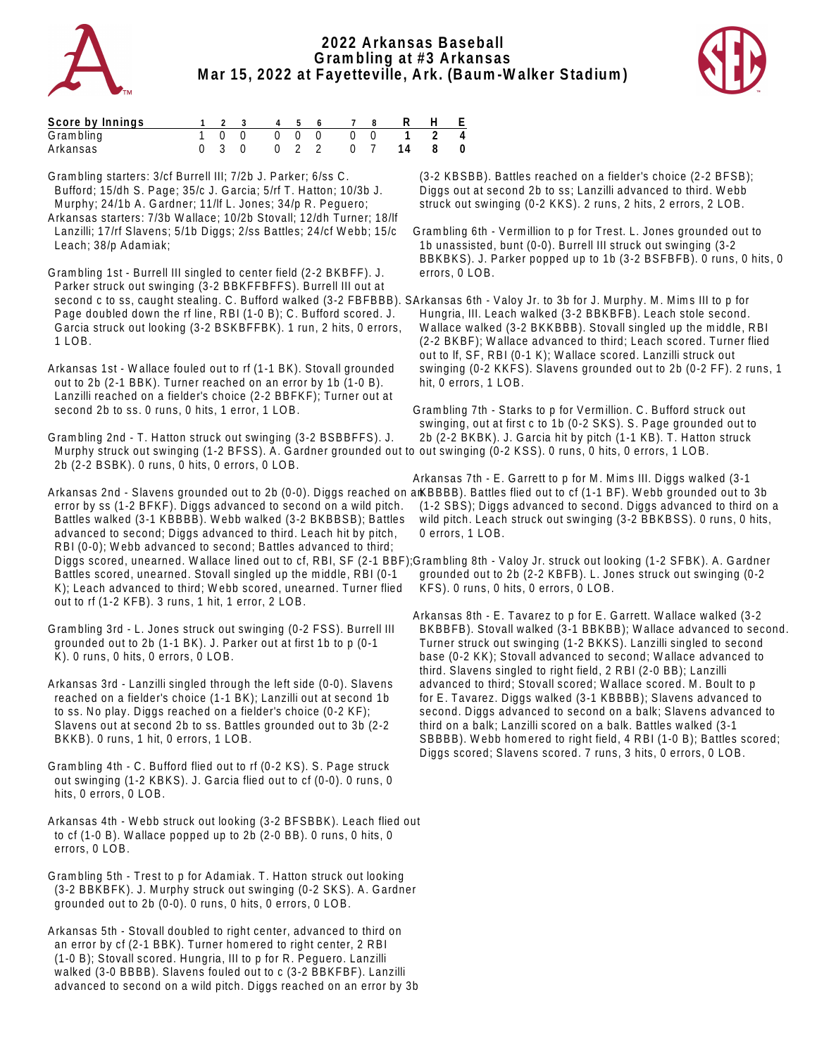# 2022 Arkansas Baseball
## Grambling at #3 Arkansas
### Mar 15, 2022 at Fayetteville, Ark. (Baum-Walker Stadium)

| Score by Innings | 1 | 2 | 3 | 4 | 5 | 6 | 7 | 8 | R | H | E |
|---|---|---|---|---|---|---|---|---|---|---|---|
| Grambling | 1 | 0 | 0 | 0 | 0 | 0 | 0 | 0 | 1 | 2 | 4 |
| Arkansas | 0 | 3 | 0 | 0 | 2 | 2 | 0 | 7 | 14 | 8 | 0 |

Grambling starters: 3/cf Burrell III; 7/2b J. Parker; 6/ss C. Bufford; 15/dh S. Page; 35/c J. Garcia; 5/rf T. Hatton; 10/3b J. Murphy; 24/1b A. Gardner; 11/lf L. Jones; 34/p R. Peguero;

Arkansas starters: 7/3b Wallace; 10/2b Stovall; 12/dh Turner; 18/lf Lanzilli; 17/rf Slavens; 5/1b Diggs; 2/ss Battles; 24/cf Webb; 15/c Leach; 38/p Adamiak;

Grambling 1st - Burrell III singled to center field (2-2 BKBFF). J. Parker struck out swinging (3-2 BBKFFBFFS). Burrell III out at second c to ss, caught stealing. C. Bufford walked (3-2 FBFBBB). S. Page doubled down the rf line, RBI (1-0 B); C. Bufford scored. J. Garcia struck out looking (3-2 BSKBFFBK). 1 run, 2 hits, 0 errors, 1 LOB.

Arkansas 1st - Wallace fouled out to rf (1-1 BK). Stovall grounded out to 2b (2-1 BBK). Turner reached on an error by 1b (1-0 B). Lanzilli reached on a fielder's choice (2-2 BBFKF); Turner out at second 2b to ss. 0 runs, 0 hits, 1 error, 1 LOB.

Grambling 2nd - T. Hatton struck out swinging (3-2 BSBBFFS). J. Murphy struck out swinging (1-2 BFSS). A. Gardner grounded out to 2b (2-2 BSBK). 0 runs, 0 hits, 0 errors, 0 LOB.

Arkansas 2nd - Slavens grounded out to 2b (0-0). Diggs reached on an error by ss (1-2 BFKF). Diggs advanced to second on a wild pitch. Battles walked (3-1 KBBBB). Webb walked (3-2 BKBBSB); Battles advanced to second; Diggs advanced to third. Leach hit by pitch, RBI (0-0); Webb advanced to second; Battles advanced to third; Diggs scored, unearned. Wallace lined out to cf, RBI, SF (2-1 BBF); Battles scored, unearned. Stovall singled up the middle, RBI (0-1 K); Leach advanced to third; Webb scored, unearned. Turner flied out to rf (1-2 KFB). 3 runs, 1 hit, 1 error, 2 LOB.

Grambling 3rd - L. Jones struck out swinging (0-2 FSS). Burrell III grounded out to 2b (1-1 BK). J. Parker out at first 1b to p (0-1 K). 0 runs, 0 hits, 0 errors, 0 LOB.

Arkansas 3rd - Lanzilli singled through the left side (0-0). Slavens reached on a fielder's choice (1-1 BK); Lanzilli out at second 1b to ss. No play. Diggs reached on a fielder's choice (0-2 KF); Slavens out at second 2b to ss. Battles grounded out to 3b (2-2 BKKB). 0 runs, 1 hit, 0 errors, 1 LOB.

Grambling 4th - C. Bufford flied out to rf (0-2 KS). S. Page struck out swinging (1-2 KBKS). J. Garcia flied out to cf (0-0). 0 runs, 0 hits, 0 errors, 0 LOB.

Arkansas 4th - Webb struck out looking (3-2 BFSBBK). Leach flied out to cf (1-0 B). Wallace popped up to 2b (2-0 BB). 0 runs, 0 hits, 0 errors, 0 LOB.

Grambling 5th - Trest to p for Adamiak. T. Hatton struck out looking (3-2 BBKBFK). J. Murphy struck out swinging (0-2 SKS). A. Gardner grounded out to 2b (0-0). 0 runs, 0 hits, 0 errors, 0 LOB.

Arkansas 5th - Stovall doubled to right center, advanced to third on an error by cf (2-1 BBK). Turner homered to right center, 2 RBI (1-0 B); Stovall scored. Hungria, III to p for R. Peguero. Lanzilli walked (3-0 BBBB). Slavens fouled out to c (3-2 BBKFBF). Lanzilli advanced to second on a wild pitch. Diggs reached on an error by 3b (3-2 KBSBB). Battles reached on a fielder's choice (2-2 BFSB); Diggs out at second 2b to ss; Lanzilli advanced to third. Webb struck out swinging (0-2 KKS). 2 runs, 2 hits, 2 errors, 2 LOB.

Grambling 6th - Vermillion to p for Trest. L. Jones grounded out to 1b unassisted, bunt (0-0). Burrell III struck out swinging (3-2 BBKBKS). J. Parker popped up to 1b (3-2 BSFBFB). 0 runs, 0 hits, 0 errors, 0 LOB.

Arkansas 6th - Valoy Jr. to 3b for J. Murphy. M. Mims III to p for Hungria, III. Leach walked (3-2 BBKBFB). Leach stole second. Wallace walked (3-2 BKKBBB). Stovall singled up the middle, RBI (2-2 BKBF); Wallace advanced to third; Leach scored. Turner flied out to lf, SF, RBI (0-1 K); Wallace scored. Lanzilli struck out swinging (0-2 KKFS). Slavens grounded out to 2b (0-2 FF). 2 runs, 1 hit, 0 errors, 1 LOB.

Grambling 7th - Starks to p for Vermillion. C. Bufford struck out swinging, out at first c to 1b (0-2 SKS). S. Page grounded out to 2b (2-2 BKBK). J. Garcia hit by pitch (1-1 KB). T. Hatton struck out swinging (0-2 KSS). 0 runs, 0 hits, 0 errors, 1 LOB.

Arkansas 7th - E. Garrett to p for M. Mims III. Diggs walked (3-1 KBBBB). Battles flied out to cf (1-1 BF). Webb grounded out to 3b (1-2 SBS); Diggs advanced to second. Diggs advanced to third on a wild pitch. Leach struck out swinging (3-2 BBKBSS). 0 runs, 0 hits, 0 errors, 1 LOB.

Grambling 8th - Valoy Jr. struck out looking (1-2 SFBK). A. Gardner grounded out to 2b (2-2 KBFB). L. Jones struck out swinging (0-2 KFS). 0 runs, 0 hits, 0 errors, 0 LOB.

Arkansas 8th - E. Tavarez to p for E. Garrett. Wallace walked (3-2 BKBBFB). Stovall walked (3-1 BBKBB); Wallace advanced to second. Turner struck out swinging (1-2 BKKS). Lanzilli singled to second base (0-2 KK); Stovall advanced to second; Wallace advanced to third. Slavens singled to right field, 2 RBI (2-0 BB); Lanzilli advanced to third; Stovall scored; Wallace scored. M. Boult to p for E. Tavarez. Diggs walked (3-1 KBBBB); Slavens advanced to second. Diggs advanced to second on a balk; Slavens advanced to third on a balk; Lanzilli scored on a balk. Battles walked (3-1 SBBBB). Webb homered to right field, 4 RBI (1-0 B); Battles scored; Diggs scored; Slavens scored. 7 runs, 3 hits, 0 errors, 0 LOB.